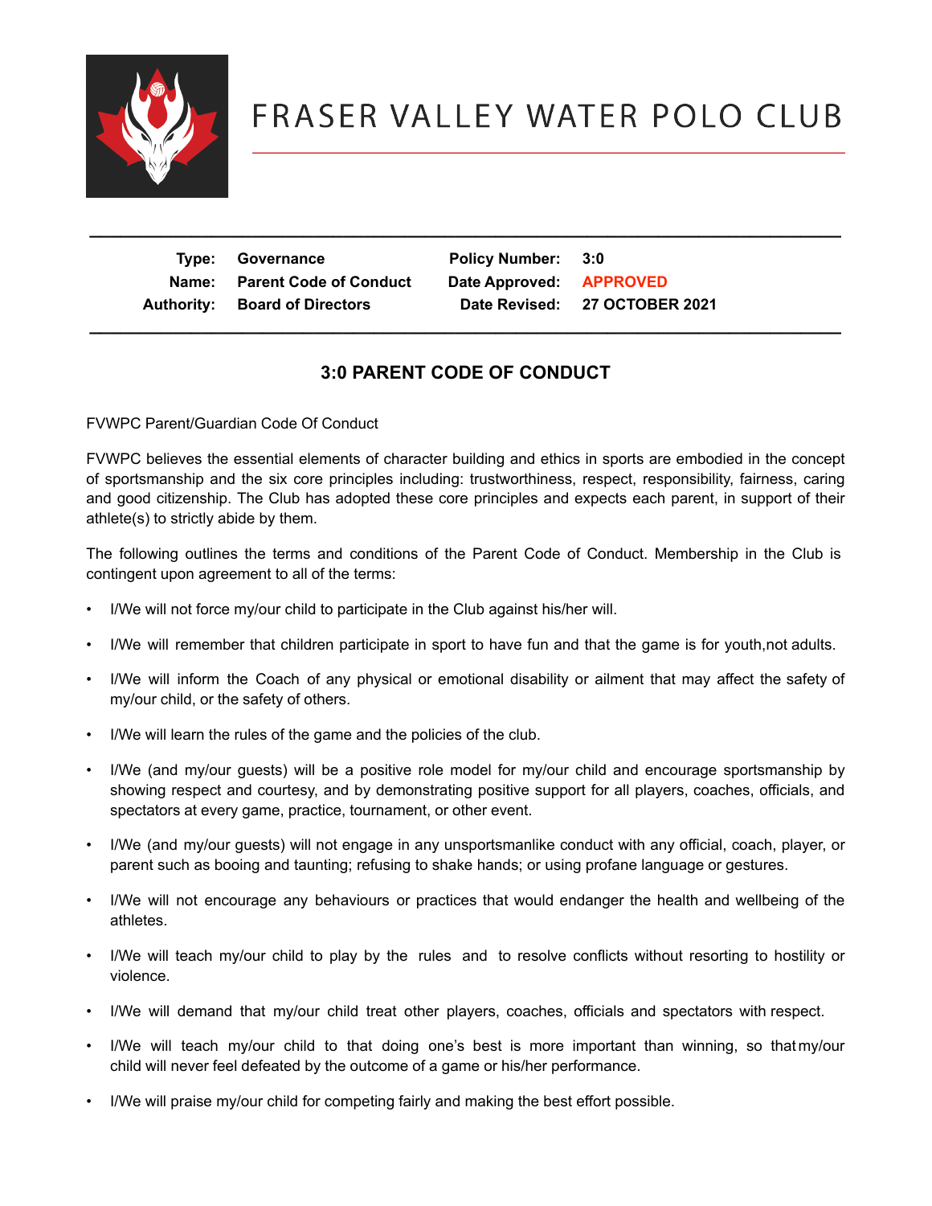# FRASER VALLEY WATER POLO CLUB

| Type: | Governance | Policy Number: | 3:0 |
|---|---|---|---|
| Name: | Parent Code of Conduct | Date Approved: | APPROVED |
| Authority: | Board of Directors | Date Revised: | 27 OCTOBER 2021 |

## 3:0 PARENT CODE OF CONDUCT

FVWPC Parent/Guardian Code Of Conduct

FVWPC believes the essential elements of character building and ethics in sports are embodied in the concept of sportsmanship and the six core principles including: trustworthiness, respect, responsibility, fairness, caring and good citizenship. The Club has adopted these core principles and expects each parent, in support of their athlete(s) to strictly abide by them.

The following outlines the terms and conditions of the Parent Code of Conduct. Membership in the Club is contingent upon agreement to all of the terms:

- I/We will not force my/our child to participate in the Club against his/her will.
- I/We will remember that children participate in sport to have fun and that the game is for youth,not adults.
- I/We will inform the Coach of any physical or emotional disability or ailment that may affect the safety of my/our child, or the safety of others.
- I/We will learn the rules of the game and the policies of the club.
- I/We (and my/our guests) will be a positive role model for my/our child and encourage sportsmanship by showing respect and courtesy, and by demonstrating positive support for all players, coaches, officials, and spectators at every game, practice, tournament, or other event.
- I/We (and my/our guests) will not engage in any unsportsmanlike conduct with any official, coach, player, or parent such as booing and taunting; refusing to shake hands; or using profane language or gestures.
- I/We will not encourage any behaviours or practices that would endanger the health and wellbeing of the athletes.
- I/We will teach my/our child to play by the rules and to resolve conflicts without resorting to hostility or violence.
- I/We will demand that my/our child treat other players, coaches, officials and spectators with respect.
- I/We will teach my/our child to that doing one's best is more important than winning, so that my/our child will never feel defeated by the outcome of a game or his/her performance.
- I/We will praise my/our child for competing fairly and making the best effort possible.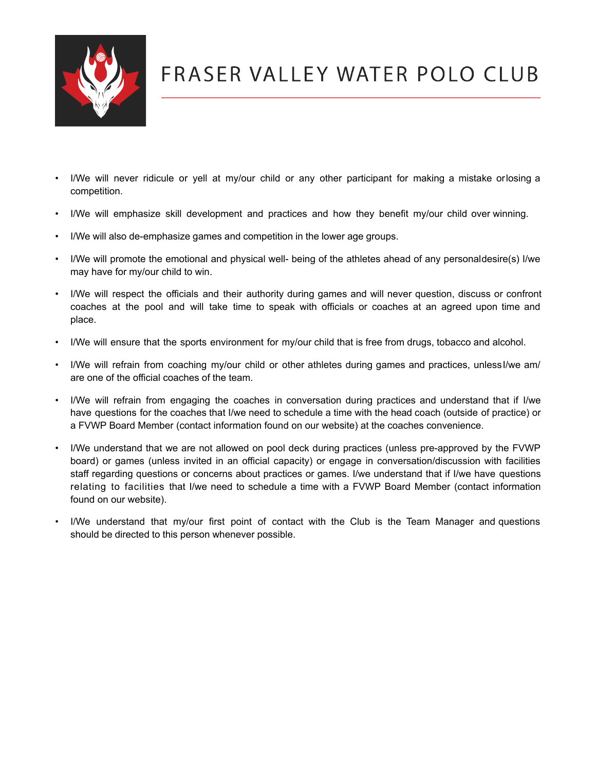# FRASER VALLEY WATER POLO CLUB

- I/We will never ridicule or yell at my/our child or any other participant for making a mistake orlosing a competition.
- I/We will emphasize skill development and practices and how they benefit my/our child over winning.
- I/We will also de-emphasize games and competition in the lower age groups.
- I/We will promote the emotional and physical well- being of the athletes ahead of any personaldesire(s) I/we may have for my/our child to win.
- I/We will respect the officials and their authority during games and will never question, discuss or confront coaches at the pool and will take time to speak with officials or coaches at an agreed upon time and place.
- I/We will ensure that the sports environment for my/our child that is free from drugs, tobacco and alcohol.
- I/We will refrain from coaching my/our child or other athletes during games and practices, unlessI/we am/ are one of the official coaches of the team.
- I/We will refrain from engaging the coaches in conversation during practices and understand that if I/we have questions for the coaches that I/we need to schedule a time with the head coach (outside of practice) or a FVWP Board Member (contact information found on our website) at the coaches convenience.
- I/We understand that we are not allowed on pool deck during practices (unless pre-approved by the FVWP board) or games (unless invited in an official capacity) or engage in conversation/discussion with facilities staff regarding questions or concerns about practices or games. I/we understand that if I/we have questions relating to facilities that I/we need to schedule a time with a FVWP Board Member (contact information found on our website).
- I/We understand that my/our first point of contact with the Club is the Team Manager and questions should be directed to this person whenever possible.